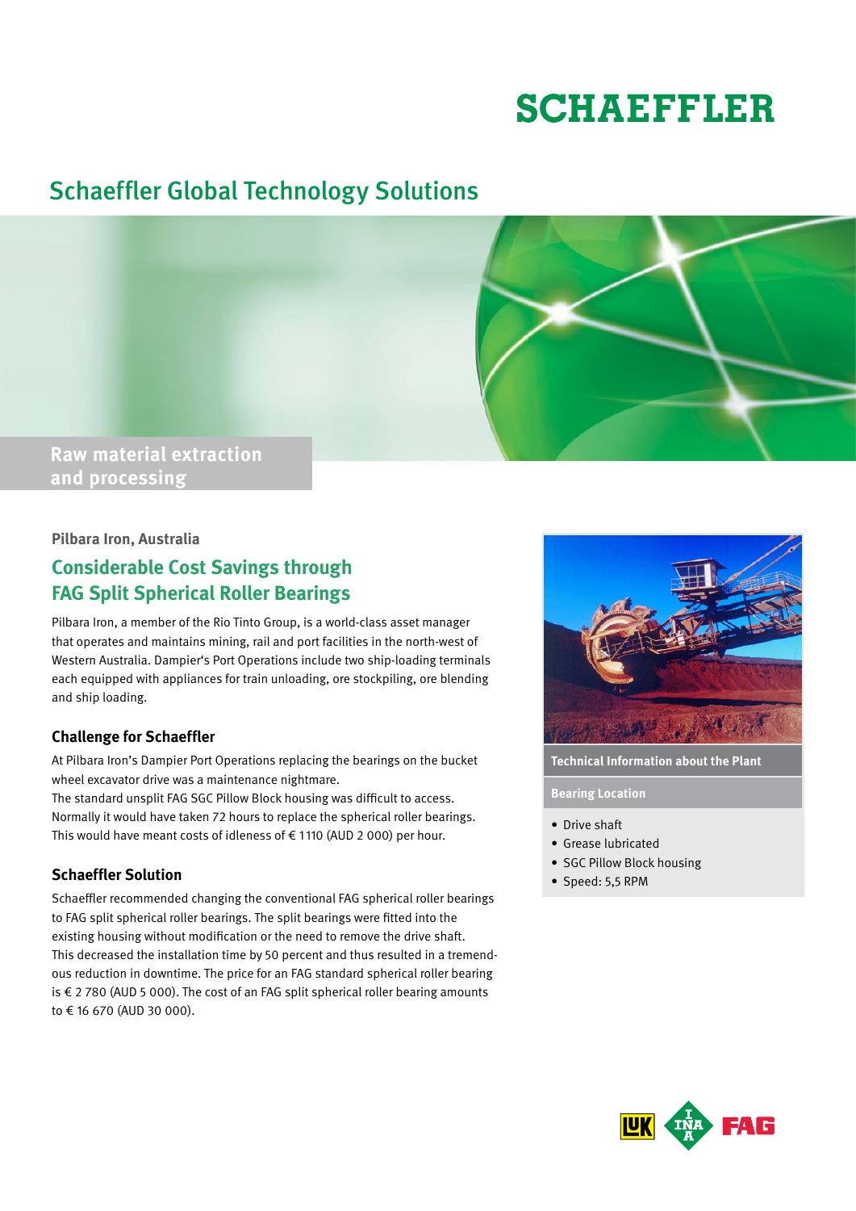SCHAEFFLER

# Schaeffler Global Technology Solutions

Raw material extraction and processing

**Pilbara Iron, Australia**

## Considerable Cost Savings through FAG Split Spherical Roller Bearings

Pilbara Iron, a member of the Rio Tinto Group, is a world-class asset manager that operates and maintains mining, rail and port facilities in the north-west of Western Australia. Dampier's Port Operations include two ship-loading terminals each equipped with appliances for train unloading, ore stockpiling, ore blending and ship loading.

### Challenge for Schaeffler

At Pilbara Iron's Dampier Port Operations replacing the bearings on the bucket wheel excavator drive was a maintenance nightmare.
The standard unsplit FAG SGC Pillow Block housing was difficult to access. Normally it would have taken 72 hours to replace the spherical roller bearings. This would have meant costs of idleness of € 1110 (AUD 2 000) per hour.

### Schaeffler Solution

Schaeffler recommended changing the conventional FAG spherical roller bearings to FAG split spherical roller bearings. The split bearings were fitted into the existing housing without modification or the need to remove the drive shaft. This decreased the installation time by 50 percent and thus resulted in a tremendous reduction in downtime. The price for an FAG standard spherical roller bearing is € 2 780 (AUD 5 000). The cost of an FAG split spherical roller bearing amounts to € 16 670 (AUD 30 000).

**Technical Information about the Plant**

**Bearing Location**

- Drive shaft
- Grease lubricated
- SGC Pillow Block housing
- Speed: 5,5 RPM

LuK INA FAG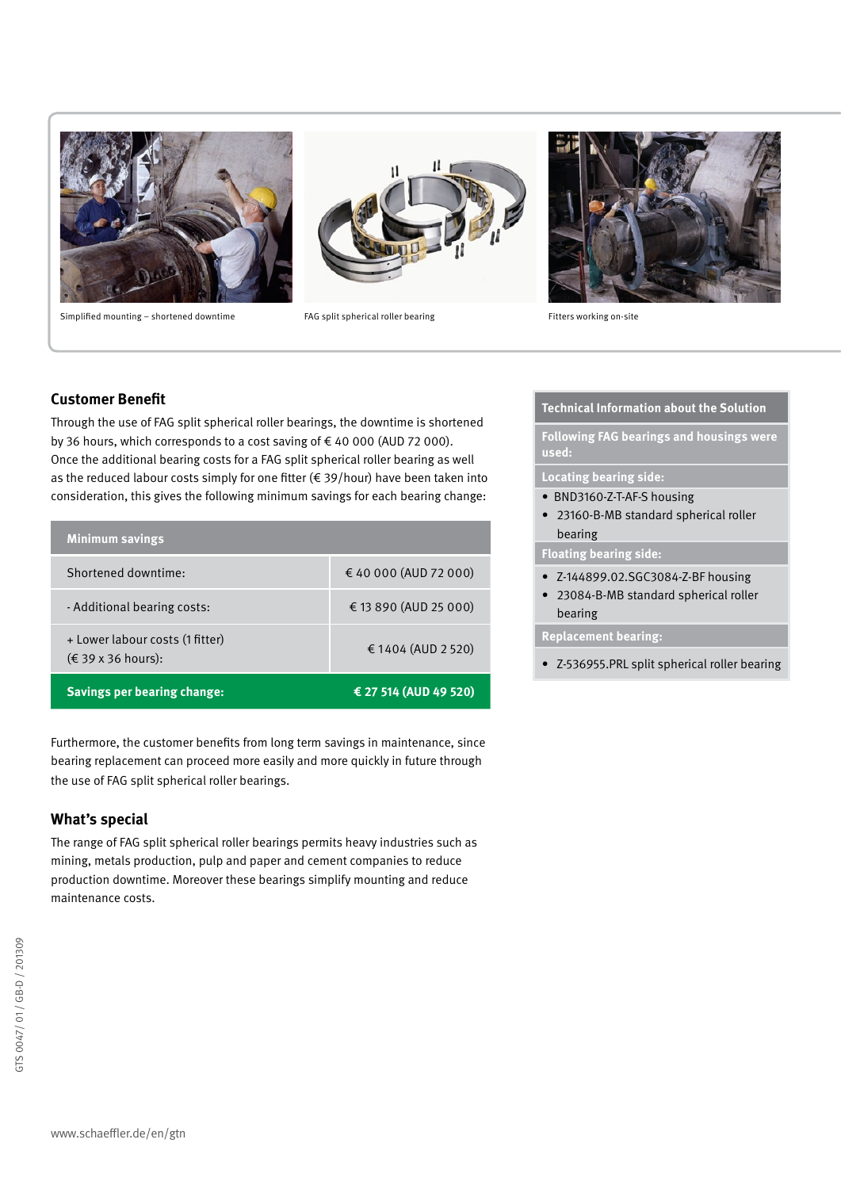Simplified mounting – shortened downtime

FAG split spherical roller bearing

Fitters working on-site

## Customer Benefit

Through the use of FAG split spherical roller bearings, the downtime is shortened by 36 hours, which corresponds to a cost saving of € 40 000 (AUD 72 000). Once the additional bearing costs for a FAG split spherical roller bearing as well as the reduced labour costs simply for one fitter (€ 39/hour) have been taken into consideration, this gives the following minimum savings for each bearing change:

| Minimum savings | |
|---|---|
| Shortened downtime: | € 40 000 (AUD 72 000) |
| - Additional bearing costs: | € 13 890 (AUD 25 000) |
| + Lower labour costs (1 fitter) (€ 39 x 36 hours): | € 1404 (AUD 2 520) |
| **Savings per bearing change:** | **€ 27 514 (AUD 49 520)** |

Furthermore, the customer benefits from long term savings in maintenance, since bearing replacement can proceed more easily and more quickly in future through the use of FAG split spherical roller bearings.

## What's special

The range of FAG split spherical roller bearings permits heavy industries such as mining, metals production, pulp and paper and cement companies to reduce production downtime. Moreover these bearings simplify mounting and reduce maintenance costs.

### Technical Information about the Solution

**Following FAG bearings and housings were used:**

**Locating bearing side:**

- BND3160-Z-T-AF-S housing
- 23160-B-MB standard spherical roller bearing

**Floating bearing side:**

- Z-144899.02.SGC3084-Z-BF housing
- 23084-B-MB standard spherical roller bearing

**Replacement bearing:**

- Z-536955.PRL split spherical roller bearing

GTS 0047/ 01 / GB-D / 201309

www.schaeffler.de/en/gtn